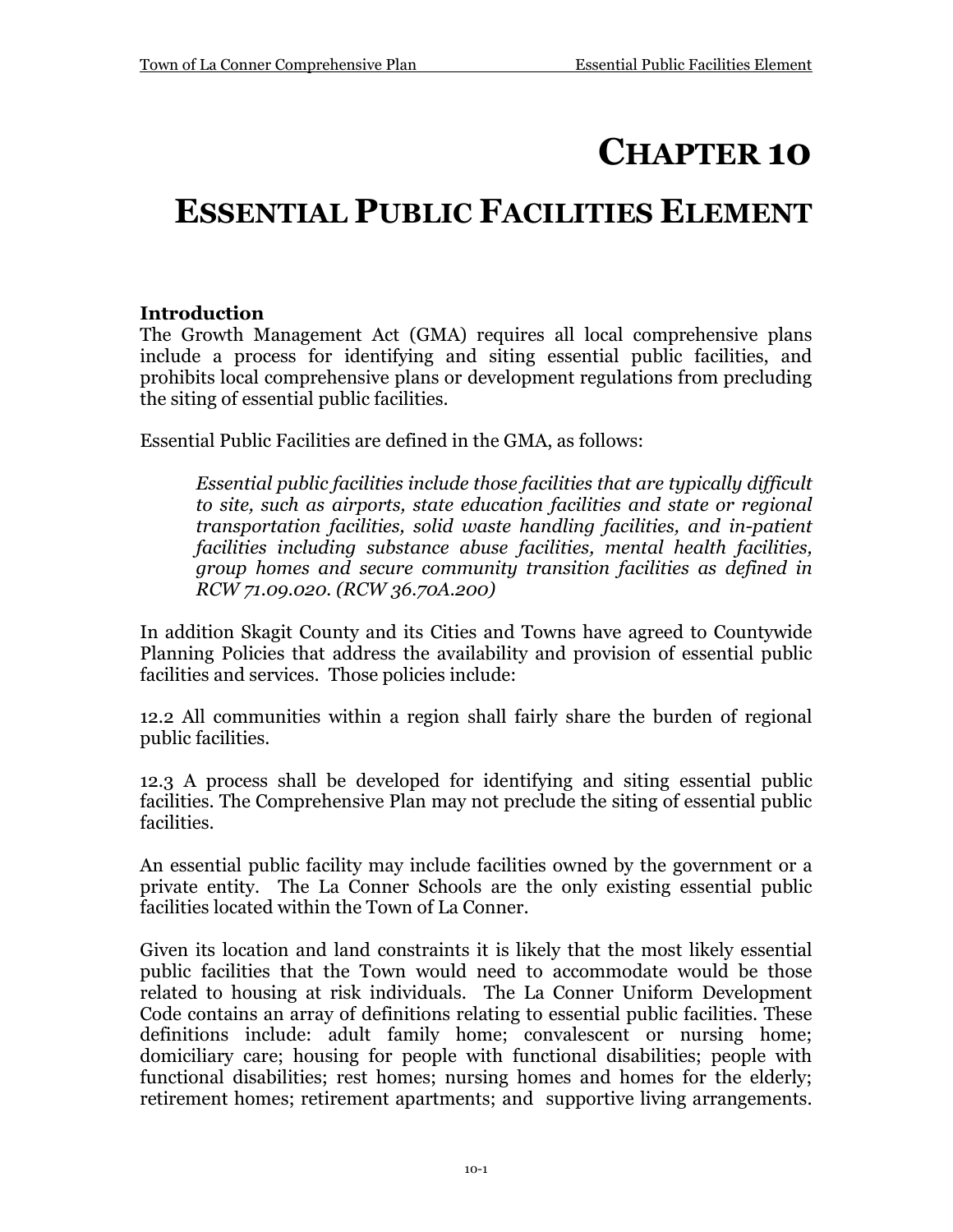# CHAPTER 10

# ESSENTIAL PUBLIC FACILITIES ELEMENT

### Introduction

The Growth Management Act (GMA) requires all local comprehensive plans include a process for identifying and siting essential public facilities, and prohibits local comprehensive plans or development regulations from precluding the siting of essential public facilities.

Essential Public Facilities are defined in the GMA, as follows:

> *Essential public facilities include those facilities that are typically difficult to site, such as airports, state education facilities and state or regional transportation facilities, solid waste handling facilities, and in-patient facilities including substance abuse facilities, mental health facilities, group homes and secure community transition facilities as defined in RCW 71.09.020. (RCW 36.70A.200)*

In addition Skagit County and its Cities and Towns have agreed to Countywide Planning Policies that address the availability and provision of essential public facilities and services. Those policies include:

12.2 All communities within a region shall fairly share the burden of regional public facilities.

12.3 A process shall be developed for identifying and siting essential public facilities. The Comprehensive Plan may not preclude the siting of essential public facilities.

An essential public facility may include facilities owned by the government or a private entity. The La Conner Schools are the only existing essential public facilities located within the Town of La Conner.

Given its location and land constraints it is likely that the most likely essential public facilities that the Town would need to accommodate would be those related to housing at risk individuals. The La Conner Uniform Development Code contains an array of definitions relating to essential public facilities. These definitions include: adult family home; convalescent or nursing home; domiciliary care; housing for people with functional disabilities; people with functional disabilities; rest homes; nursing homes and homes for the elderly; retirement homes; retirement apartments; and supportive living arrangements.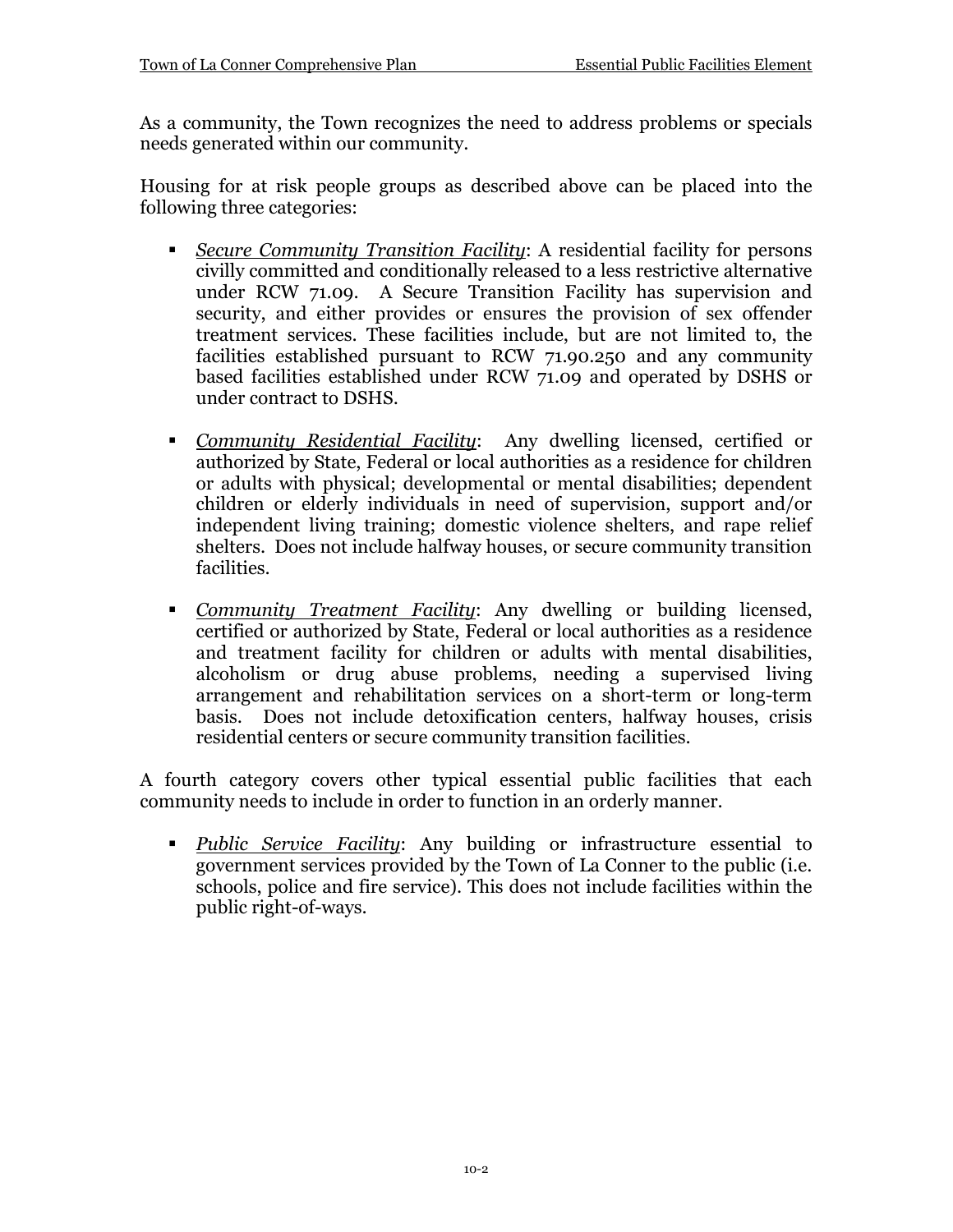As a community, the Town recognizes the need to address problems or specials needs generated within our community.

Housing for at risk people groups as described above can be placed into the following three categories:

- *Secure Community Transition Facility*: A residential facility for persons civilly committed and conditionally released to a less restrictive alternative under RCW 71.09. A Secure Transition Facility has supervision and security, and either provides or ensures the provision of sex offender treatment services. These facilities include, but are not limited to, the facilities established pursuant to RCW 71.90.250 and any community based facilities established under RCW 71.09 and operated by DSHS or under contract to DSHS.

- *Community Residential Facility*: Any dwelling licensed, certified or authorized by State, Federal or local authorities as a residence for children or adults with physical; developmental or mental disabilities; dependent children or elderly individuals in need of supervision, support and/or independent living training; domestic violence shelters, and rape relief shelters. Does not include halfway houses, or secure community transition facilities.

- *Community Treatment Facility*: Any dwelling or building licensed, certified or authorized by State, Federal or local authorities as a residence and treatment facility for children or adults with mental disabilities, alcoholism or drug abuse problems, needing a supervised living arrangement and rehabilitation services on a short-term or long-term basis. Does not include detoxification centers, halfway houses, crisis residential centers or secure community transition facilities.

A fourth category covers other typical essential public facilities that each community needs to include in order to function in an orderly manner.

- *Public Service Facility*: Any building or infrastructure essential to government services provided by the Town of La Conner to the public (i.e. schools, police and fire service). This does not include facilities within the public right-of-ways.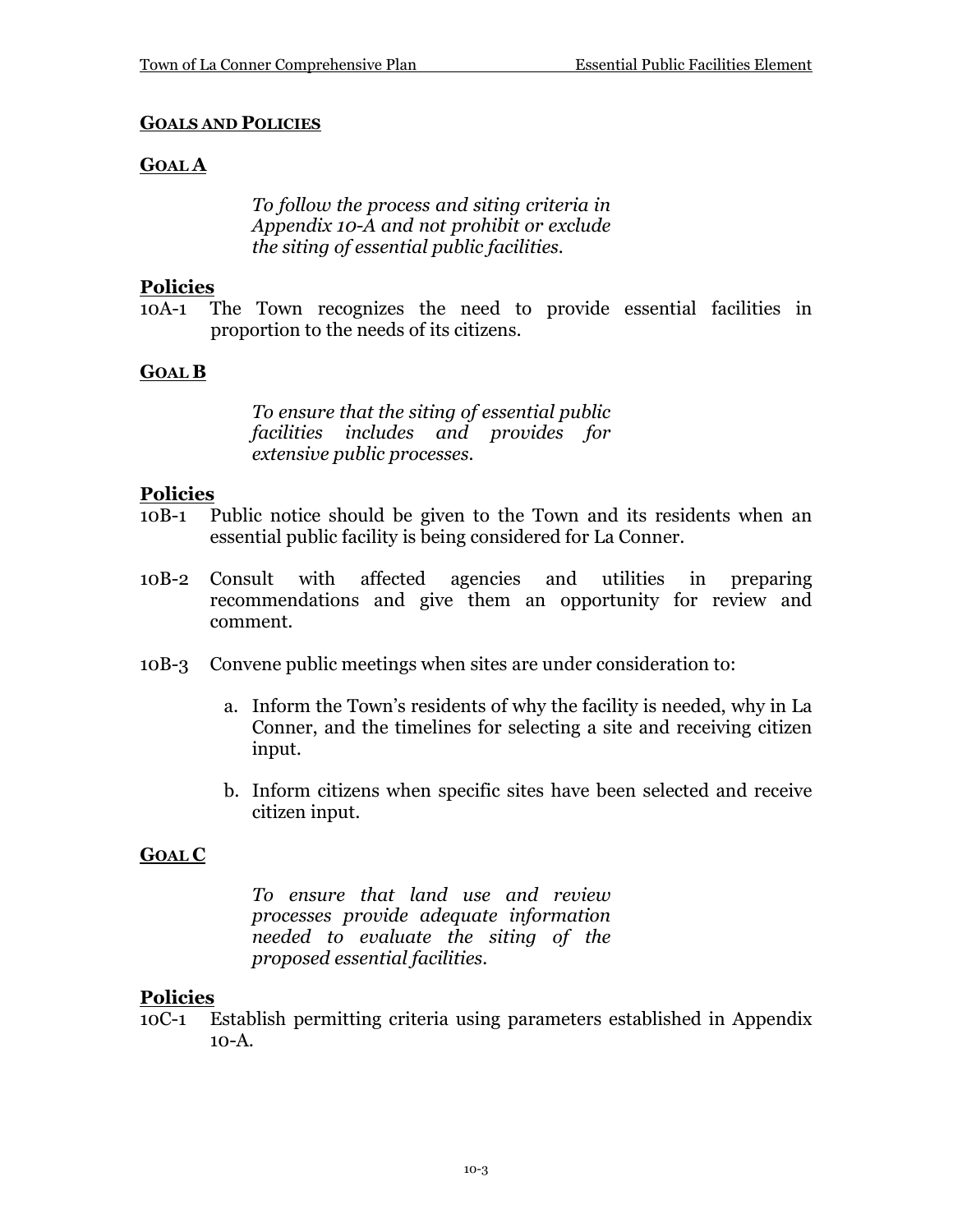## GOALS AND POLICIES

### GOAL A

*To follow the process and siting criteria in Appendix 10-A and not prohibit or exclude the siting of essential public facilities.*

**Policies**

10A-1 The Town recognizes the need to provide essential facilities in proportion to the needs of its citizens.

### GOAL B

*To ensure that the siting of essential public facilities includes and provides for extensive public processes.*

**Policies**

10B-1 Public notice should be given to the Town and its residents when an essential public facility is being considered for La Conner.

10B-2 Consult with affected agencies and utilities in preparing recommendations and give them an opportunity for review and comment.

10B-3 Convene public meetings when sites are under consideration to:

a. Inform the Town's residents of why the facility is needed, why in La Conner, and the timelines for selecting a site and receiving citizen input.

b. Inform citizens when specific sites have been selected and receive citizen input.

### GOAL C

*To ensure that land use and review processes provide adequate information needed to evaluate the siting of the proposed essential facilities.*

**Policies**

10C-1 Establish permitting criteria using parameters established in Appendix 10-A.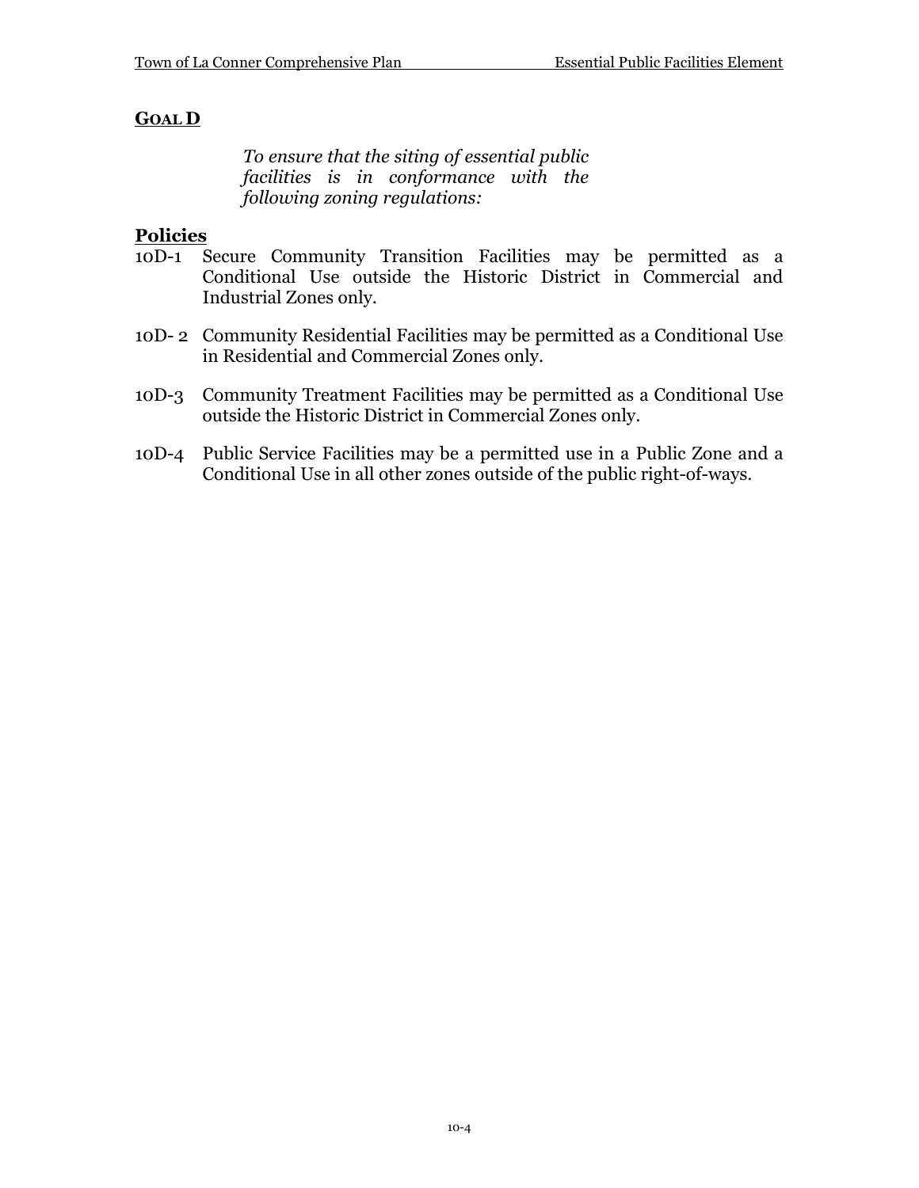## GOAL D

*To ensure that the siting of essential public facilities is in conformance with the following zoning regulations:*

### Policies

10D-1 Secure Community Transition Facilities may be permitted as a Conditional Use outside the Historic District in Commercial and Industrial Zones only.

10D- 2 Community Residential Facilities may be permitted as a Conditional Use in Residential and Commercial Zones only.

10D-3 Community Treatment Facilities may be permitted as a Conditional Use outside the Historic District in Commercial Zones only.

10D-4 Public Service Facilities may be a permitted use in a Public Zone and a Conditional Use in all other zones outside of the public right-of-ways.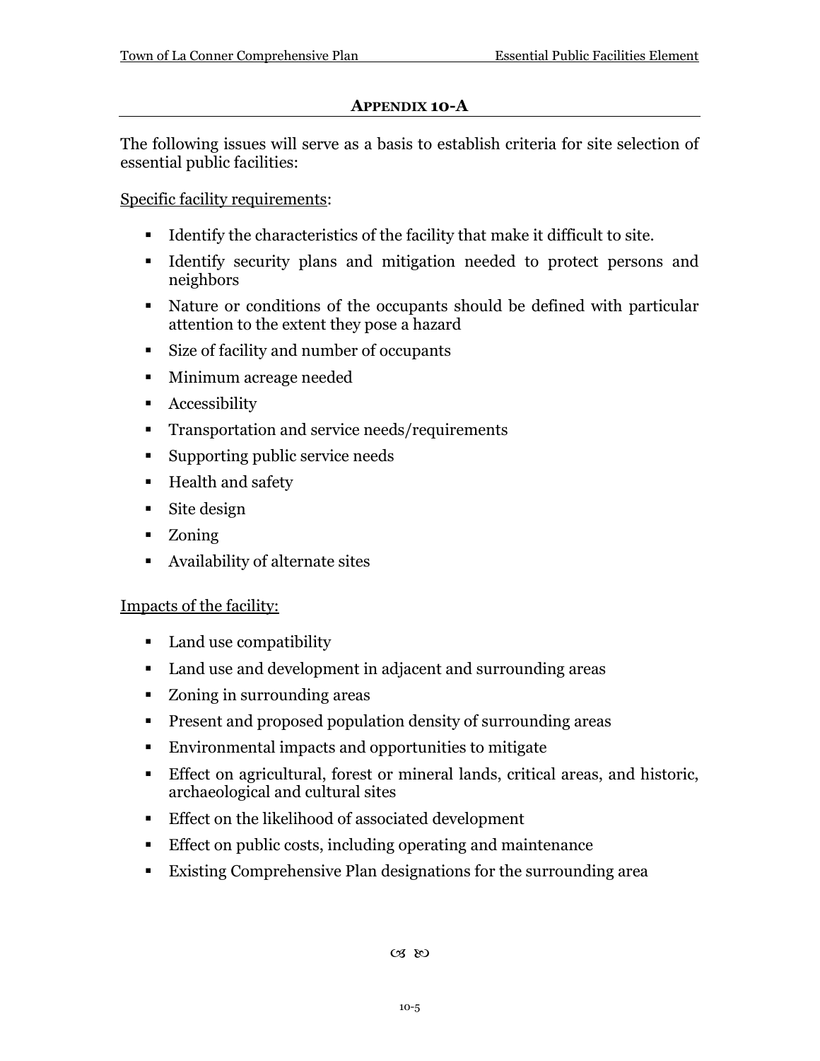## APPENDIX 10-A

The following issues will serve as a basis to establish criteria for site selection of essential public facilities:

Specific facility requirements:

- Identify the characteristics of the facility that make it difficult to site.
- Identify security plans and mitigation needed to protect persons and neighbors
- Nature or conditions of the occupants should be defined with particular attention to the extent they pose a hazard
- Size of facility and number of occupants
- Minimum acreage needed
- Accessibility
- Transportation and service needs/requirements
- Supporting public service needs
- Health and safety
- Site design
- Zoning
- Availability of alternate sites

Impacts of the facility:

- Land use compatibility
- Land use and development in adjacent and surrounding areas
- Zoning in surrounding areas
- Present and proposed population density of surrounding areas
- Environmental impacts and opportunities to mitigate
- Effect on agricultural, forest or mineral lands, critical areas, and historic, archaeological and cultural sites
- Effect on the likelihood of associated development
- Effect on public costs, including operating and maintenance
- Existing Comprehensive Plan designations for the surrounding area